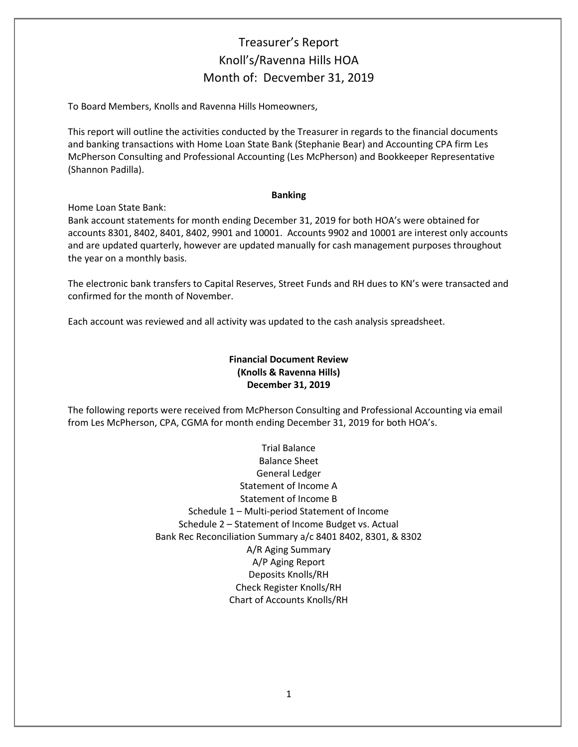# Treasurer's Report
# Knoll's/Ravenna Hills HOA
# Month of: Decvember 31, 2019

To Board Members, Knolls and Ravenna Hills Homeowners,

This report will outline the activities conducted by the Treasurer in regards to the financial documents and banking transactions with Home Loan State Bank (Stephanie Bear) and Accounting CPA firm Les McPherson Consulting and Professional Accounting (Les McPherson) and Bookkeeper Representative (Shannon Padilla).

**Banking**

Home Loan State Bank:
Bank account statements for month ending December 31, 2019 for both HOA's were obtained for accounts 8301, 8402, 8401, 8402, 9901 and 10001. Accounts 9902 and 10001 are interest only accounts and are updated quarterly, however are updated manually for cash management purposes throughout the year on a monthly basis.

The electronic bank transfers to Capital Reserves, Street Funds and RH dues to KN's were transacted and confirmed for the month of November.

Each account was reviewed and all activity was updated to the cash analysis spreadsheet.

**Financial Document Review**
**(Knolls & Ravenna Hills)**
**December 31, 2019**

The following reports were received from McPherson Consulting and Professional Accounting via email from Les McPherson, CPA, CGMA for month ending December 31, 2019 for both HOA's.

Trial Balance
Balance Sheet
General Ledger
Statement of Income A
Statement of Income B
Schedule 1 – Multi-period Statement of Income
Schedule 2 – Statement of Income Budget vs. Actual
Bank Rec Reconciliation Summary a/c 8401 8402, 8301, & 8302
A/R Aging Summary
A/P Aging Report
Deposits Knolls/RH
Check Register Knolls/RH
Chart of Accounts Knolls/RH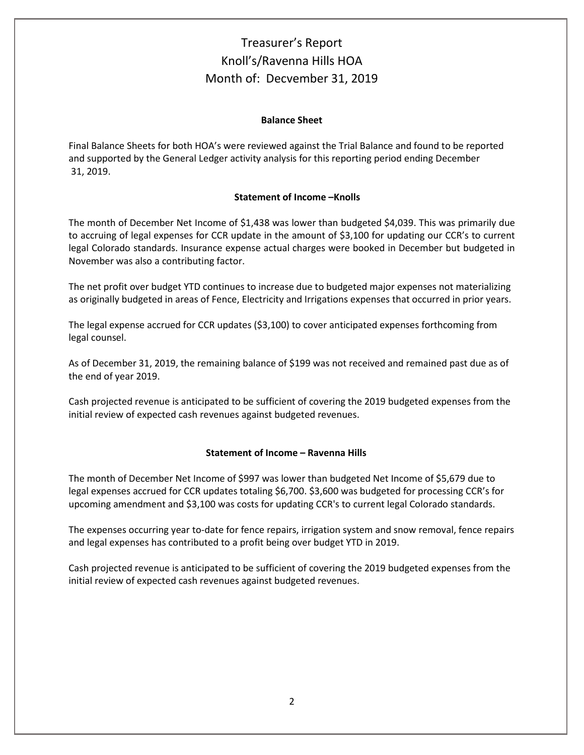# Treasurer's Report
# Knoll's/Ravenna Hills HOA
# Month of: Decvember 31, 2019

**Balance Sheet**

Final Balance Sheets for both HOA's were reviewed against the Trial Balance and found to be reported and supported by the General Ledger activity analysis for this reporting period ending December 31, 2019.

**Statement of Income –Knolls**

The month of December Net Income of $1,438 was lower than budgeted $4,039. This was primarily due to accruing of legal expenses for CCR update in the amount of $3,100 for updating our CCR's to current legal Colorado standards. Insurance expense actual charges were booked in December but budgeted in November was also a contributing factor.

The net profit over budget YTD continues to increase due to budgeted major expenses not materializing as originally budgeted in areas of Fence, Electricity and Irrigations expenses that occurred in prior years.

The legal expense accrued for CCR updates ($3,100) to cover anticipated expenses forthcoming from legal counsel.

As of December 31, 2019, the remaining balance of $199 was not received and remained past due as of the end of year 2019.

Cash projected revenue is anticipated to be sufficient of covering the 2019 budgeted expenses from the initial review of expected cash revenues against budgeted revenues.

**Statement of Income – Ravenna Hills**

The month of December Net Income of $997 was lower than budgeted Net Income of $5,679 due to legal expenses accrued for CCR updates totaling $6,700. $3,600 was budgeted for processing CCR's for upcoming amendment and $3,100 was costs for updating CCR's to current legal Colorado standards.

The expenses occurring year to-date for fence repairs, irrigation system and snow removal, fence repairs and legal expenses has contributed to a profit being over budget YTD in 2019.

Cash projected revenue is anticipated to be sufficient of covering the 2019 budgeted expenses from the initial review of expected cash revenues against budgeted revenues.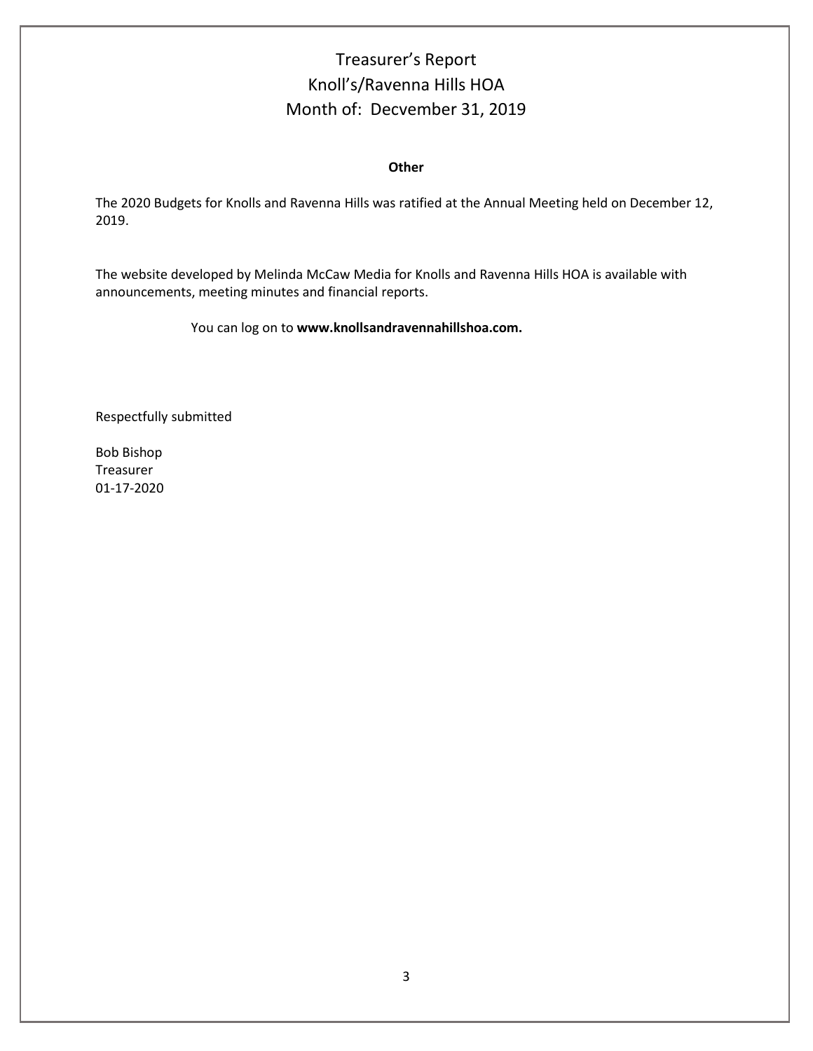# Treasurer's Report
# Knoll's/Ravenna Hills HOA
# Month of: Decvember 31, 2019

**Other**

The 2020 Budgets for Knolls and Ravenna Hills was ratified at the Annual Meeting held on December 12, 2019.

The website developed by Melinda McCaw Media for Knolls and Ravenna Hills HOA is available with announcements, meeting minutes and financial reports.

You can log on to **www.knollsandravennahillshoa.com.**

Respectfully submitted

Bob Bishop
Treasurer
01-17-2020